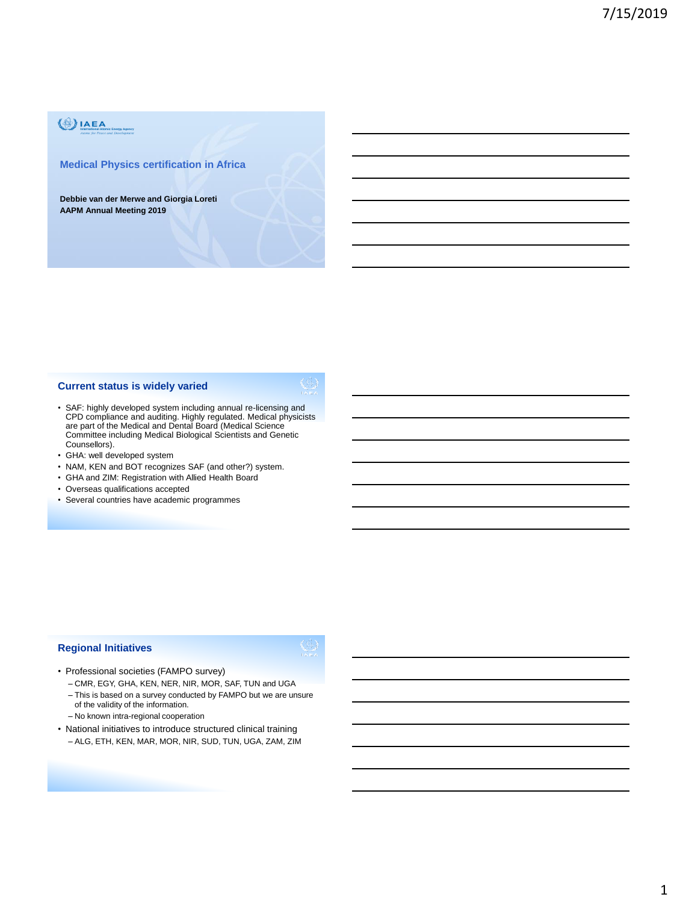## Medical Physics certification in Africa

**Debbie van der Merwe and Giorgia Loreti**
**AAPM Annual Meeting 2019**

## Current status is widely varied

- SAF: highly developed system including annual re-licensing and CPD compliance and auditing. Highly regulated. Medical physicists are part of the Medical and Dental Board (Medical Science Committee including Medical Biological Scientists and Genetic Counsellors).
- GHA: well developed system
- NAM, KEN and BOT recognizes SAF (and other?) system.
- GHA and ZIM: Registration with Allied Health Board
- Overseas qualifications accepted
- Several countries have academic programmes

## Regional Initiatives

- Professional societies (FAMPO survey)
  - CMR, EGY, GHA, KEN, NER, NIR, MOR, SAF, TUN and UGA
  - This is based on a survey conducted by FAMPO but we are unsure of the validity of the information.
  - No known intra-regional cooperation
- National initiatives to introduce structured clinical training
  - ALG, ETH, KEN, MAR, MOR, NIR, SUD, TUN, UGA, ZAM, ZIM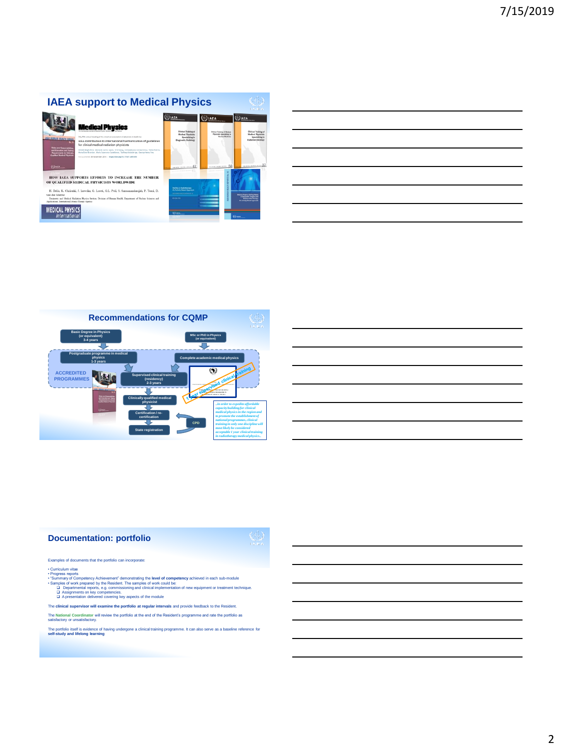## IAEA support to Medical Physics

Medical Physics

IAEA contribution to international harmonization of guidelines for clinical medical radiation physicists

HOW IAEA SUPPORTS EFFORTS TO INCREASE THE NUMBER OF QUALIFIED MEDICAL PHYSICISTS WORLDWIDE

MEDICAL PHYSICS international

## Recommendations for CQMP

- Basic Degree in Physics (or equivalent) 3-4 years
- MSc or PhD in Physics (or equivalent)

ACCREDITED PROGRAMMES

- Postgraduate programme in medical physics 1-3 years
- Complete academic medical physics
- Supervised clinical training (residency) 2-3 years
- 1 year supervised clinical training
- Clinically qualified medical physicist
- Certification / re-certification
- CPD
- State registration

*...in order to expedite affordable capacity building for clinical medical physics in the region and to promote the establishment of national programmes, clinical training in only one discipline will most likely be considered acceptable 1 year clinical training in radiotherapy medical physics..*

## Documentation: portfolio

Examples of documents that the portfolio can incorporate:

- Curriculum vitae
- Progress reports
- "Summary of Competency Achievement" demonstrating the **level of competency** achieved in each sub-module
- Samples of work prepared by the Resident. The samples of work could be:
  - Departmental reports, e.g. commissioning and clinical implementation of new equipment or treatment technique.
  - Assignments on key competencies.
  - A presentation delivered covering key aspects of the module

The **clinical supervisor will examine the portfolio at regular intervals** and provide feedback to the Resident.

The **National Coordinator** will review the portfolio at the end of the Resident's programme and rate the portfolio as satisfactory or unsatisfactory.

The portfolio itself is evidence of having undergone a clinical training programme. It can also serve as a baseline reference for **self-study and lifelong learning**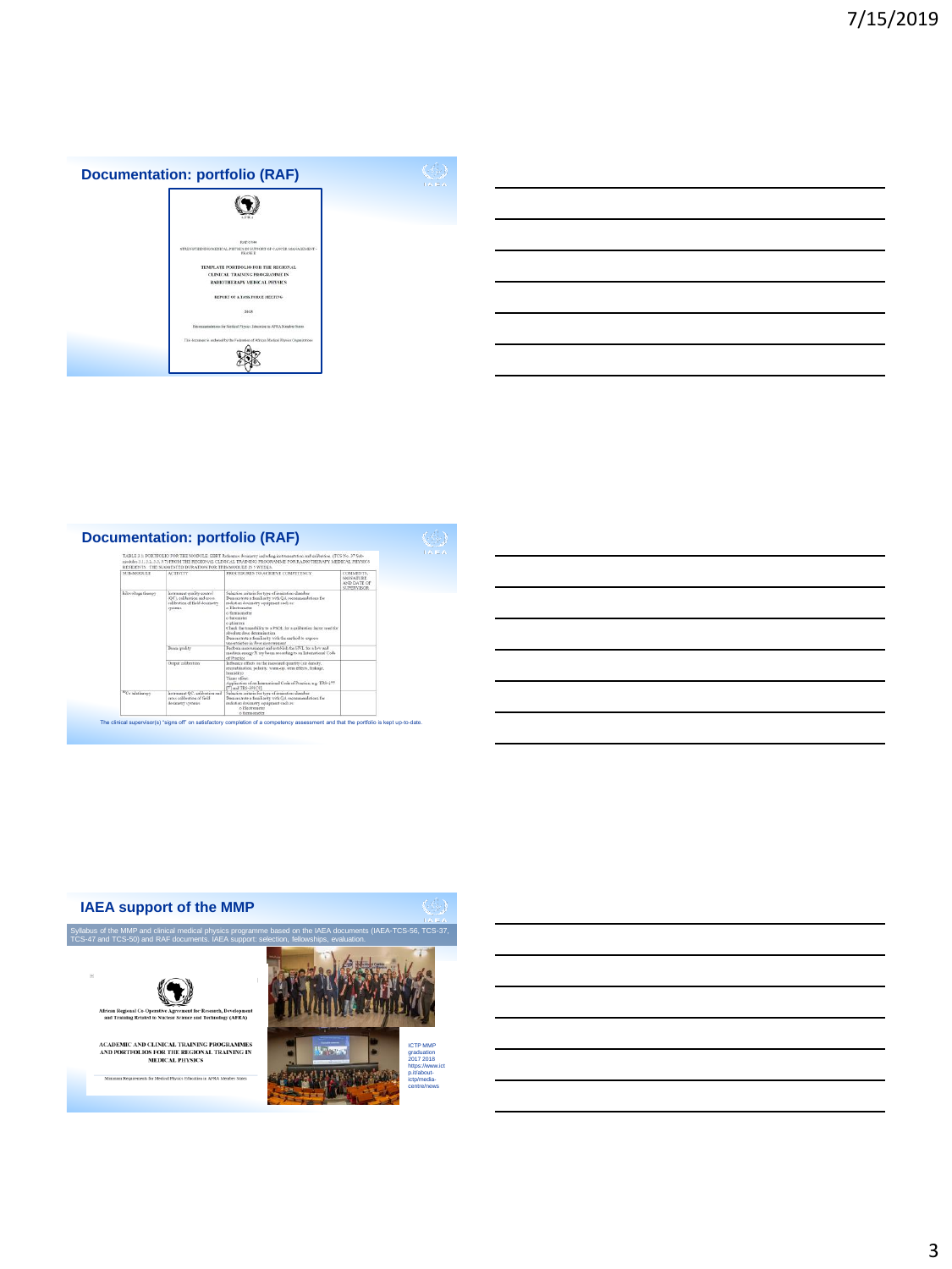## Documentation: portfolio (RAF)

RAF/6/044

STRENGTHENING MEDICAL PHYSICS IN SUPPORT OF CANCER MANAGEMENT - PHASE II

TEMPLATE PORTFOLIO FOR THE REGIONAL CLINICAL TRAINING PROGRAMME IN RADIOTHERAPY MEDICAL PHYSICS

REPORT OF A TASK FORCE MEETING

2018

Recommendations for Medical Physics Education in AFRA Member States

This document is endorsed by the Federation of African Medical Physics Organizations

## Documentation: portfolio (RAF)

The clinical supervisor(s) "signs off" on satisfactory completion of a competency assessment and that the portfolio is kept up-to-date.

## IAEA support of the MMP

Syllabus of the MMP and clinical medical physics programme based on the IAEA documents (IAEA-TCS-56, TCS-37, TCS-47 and TCS-50) and RAF documents. IAEA support: selection, fellowships, evaluation.

African Regional Co-Operative Agreement for Research, Development and Training Related to Nuclear Science and Technology (AFRA)

ACADEMIC AND CLINICAL TRAINING PROGRAMMES AND PORTFOLIOS FOR THE REGIONAL TRAINING IN MEDICAL PHYSICS

Minimum Requirements for Medical Physics Education in AFRA Member States

ICTP MMP graduation 2017 2018 https://www.ictp.it/about-ictp/media-centre/news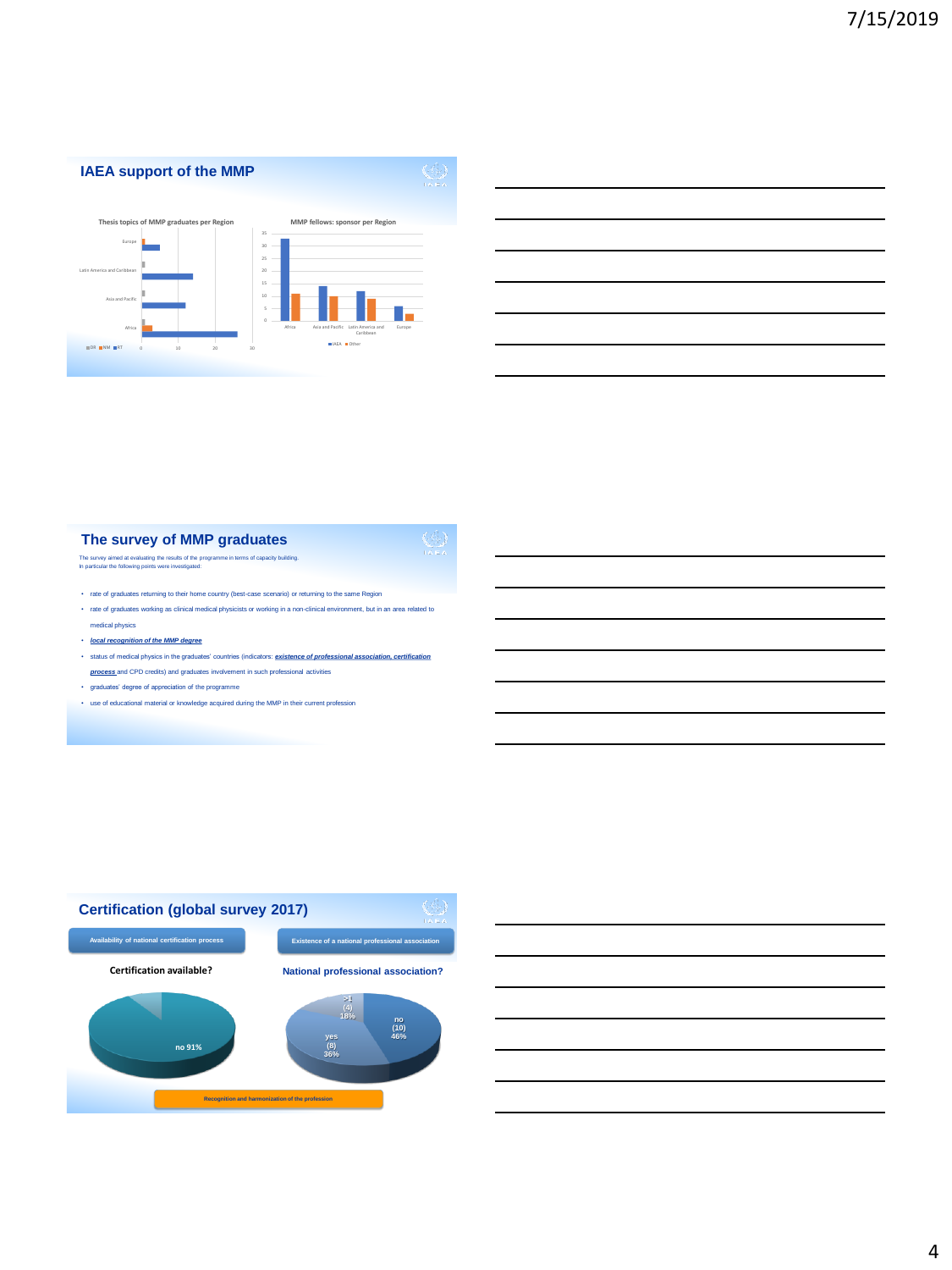## IAEA support of the MMP

**Thesis topics of MMP graduates per Region**

Europe

Latin America and Caribbean

Asia and Pacific

Africa

DR NM RT

0 10 20 30

**MMP fellows: sponsor per Region**

35 30 25 20 15 10 5 0

Africa | Asia and Pacific | Latin America and Caribbean | Europe

IAEA Other

## The survey of MMP graduates

The survey aimed at evaluating the results of the programme in terms of capacity building.
In particular the following points were investigated:

- rate of graduates returning to their home country (best-case scenario) or returning to the same Region
- rate of graduates working as clinical medical physicists or working in a non-clinical environment, but in an area related to medical physics
- ***local recognition of the MMP degree***
- status of medical physics in the graduates' countries (indicators: ***existence of professional association, certification process*** and CPD credits) and graduates involvement in such professional activities
- graduates' degree of appreciation of the programme
- use of educational material or knowledge acquired during the MMP in their current profession

## Certification (global survey 2017)

**Availability of national certification process**

**Certification available?**

no 91%

**Existence of a national professional association**

**National professional association?**

>1 (4) 18%

no (10) 46%

yes (8) 36%

**Recognition and harmonization of the profession**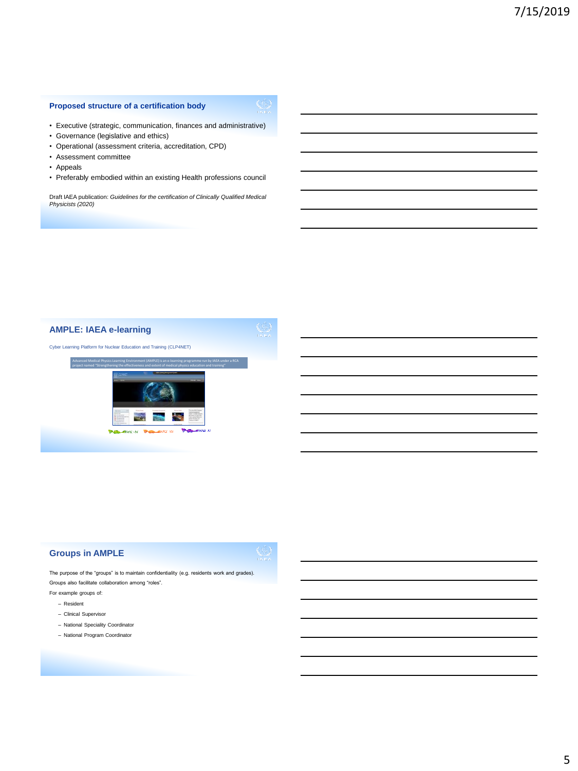## Proposed structure of a certification body

- Executive (strategic, communication, finances and administrative)
- Governance (legislative and ethics)
- Operational (assessment criteria, accreditation, CPD)
- Assessment committee
- Appeals
- Preferably embodied within an existing Health professions council

Draft IAEA publication: *Guidelines for the certification of Clinically Qualified Medical Physicists (2020)*

## AMPLE: IAEA e-learning

Cyber Learning Platform for Nuclear Education and Training (CLP4NET)

Advanced Medical Physics Learning Environment (AMPLE) is an e-learning programme run by IAEA under a RCA project named "Strengthening the effectiveness and extent of medical physics education and training"

## Groups in AMPLE

The purpose of the "groups" is to maintain confidentiality (e.g. residents work and grades).

Groups also facilitate collaboration among "roles".

For example groups of:

- Resident
- Clinical Supervisor
- National Speciality Coordinator
- National Program Coordinator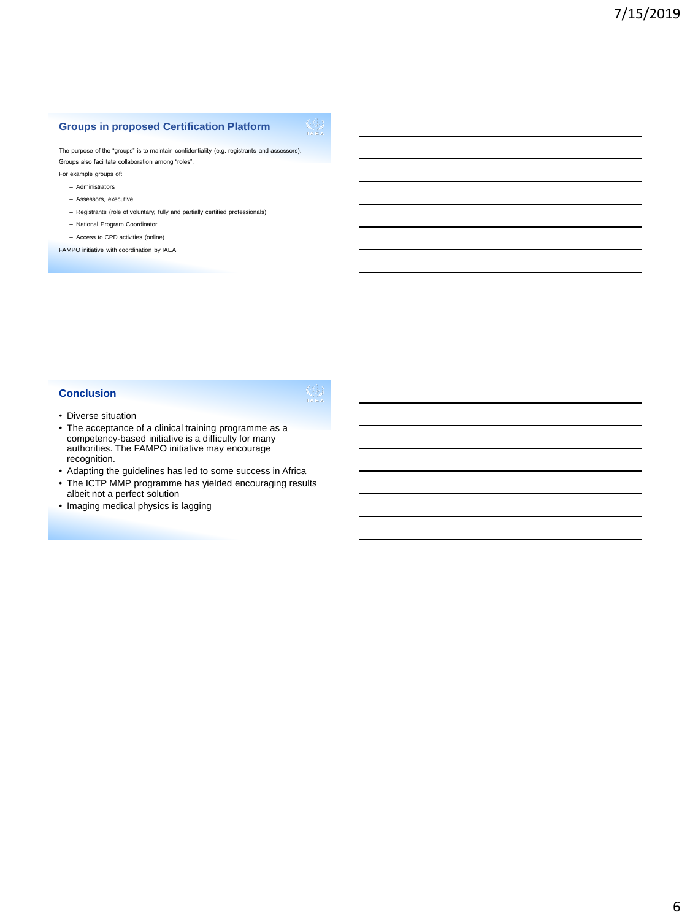## Groups in proposed Certification Platform

The purpose of the "groups" is to maintain confidentiality (e.g. registrants and assessors). Groups also facilitate collaboration among "roles".

For example groups of:

- Administrators
- Assessors, executive
- Registrants (role of voluntary, fully and partially certified professionals)
- National Program Coordinator
- Access to CPD activities (online)

FAMPO initiative with coordination by IAEA

## Conclusion

- Diverse situation
- The acceptance of a clinical training programme as a competency-based initiative is a difficulty for many authorities. The FAMPO initiative may encourage recognition.
- Adapting the guidelines has led to some success in Africa
- The ICTP MMP programme has yielded encouraging results albeit not a perfect solution
- Imaging medical physics is lagging